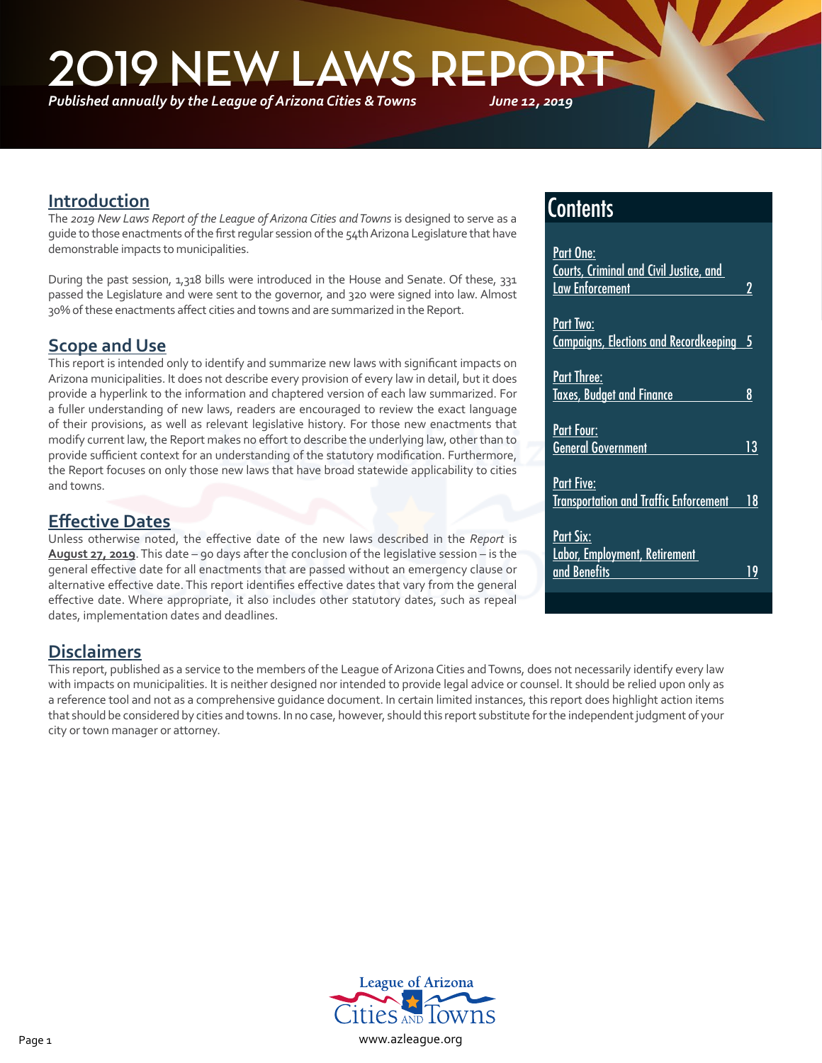# 2019 NEW LAWS REPORT

*Published annually by the League of Arizona Cities & Towns* *June 12, 2019*

## Introduction

The *2019 New Laws Report of the League of Arizona Cities and Towns* is designed to serve as a guide to those enactments of the first regular session of the 54th Arizona Legislature that have demonstrable impacts to municipalities.

During the past session, 1,318 bills were introduced in the House and Senate. Of these, 331 passed the Legislature and were sent to the governor, and 320 were signed into law. Almost 30% of these enactments affect cities and towns and are summarized in the Report.

## Scope and Use

This report is intended only to identify and summarize new laws with significant impacts on Arizona municipalities. It does not describe every provision of every law in detail, but it does provide a hyperlink to the information and chaptered version of each law summarized. For a fuller understanding of new laws, readers are encouraged to review the exact language of their provisions, as well as relevant legislative history. For those new enactments that modify current law, the Report makes no effort to describe the underlying law, other than to provide sufficient context for an understanding of the statutory modification. Furthermore, the Report focuses on only those new laws that have broad statewide applicability to cities and towns.

## Effective Dates

Unless otherwise noted, the effective date of the new laws described in the *Report* is **August 27, 2019**. This date – 90 days after the conclusion of the legislative session – is the general effective date for all enactments that are passed without an emergency clause or alternative effective date. This report identifies effective dates that vary from the general effective date. Where appropriate, it also includes other statutory dates, such as repeal dates, implementation dates and deadlines.

## Contents

- Part One: Courts, Criminal and Civil Justice, and Law Enforcement — 2
- Part Two: Campaigns, Elections and Recordkeeping — 5
- Part Three: Taxes, Budget and Finance — 8
- Part Four: General Government — 13
- Part Five: Transportation and Traffic Enforcement — 18
- Part Six: Labor, Employment, Retirement and Benefits — 19

## Disclaimers

This report, published as a service to the members of the League of Arizona Cities and Towns, does not necessarily identify every law with impacts on municipalities. It is neither designed nor intended to provide legal advice or counsel. It should be relied upon only as a reference tool and not as a comprehensive guidance document. In certain limited instances, this report does highlight action items that should be considered by cities and towns. In no case, however, should this report substitute for the independent judgment of your city or town manager or attorney.

League of Arizona Cities AND Towns

www.azleague.org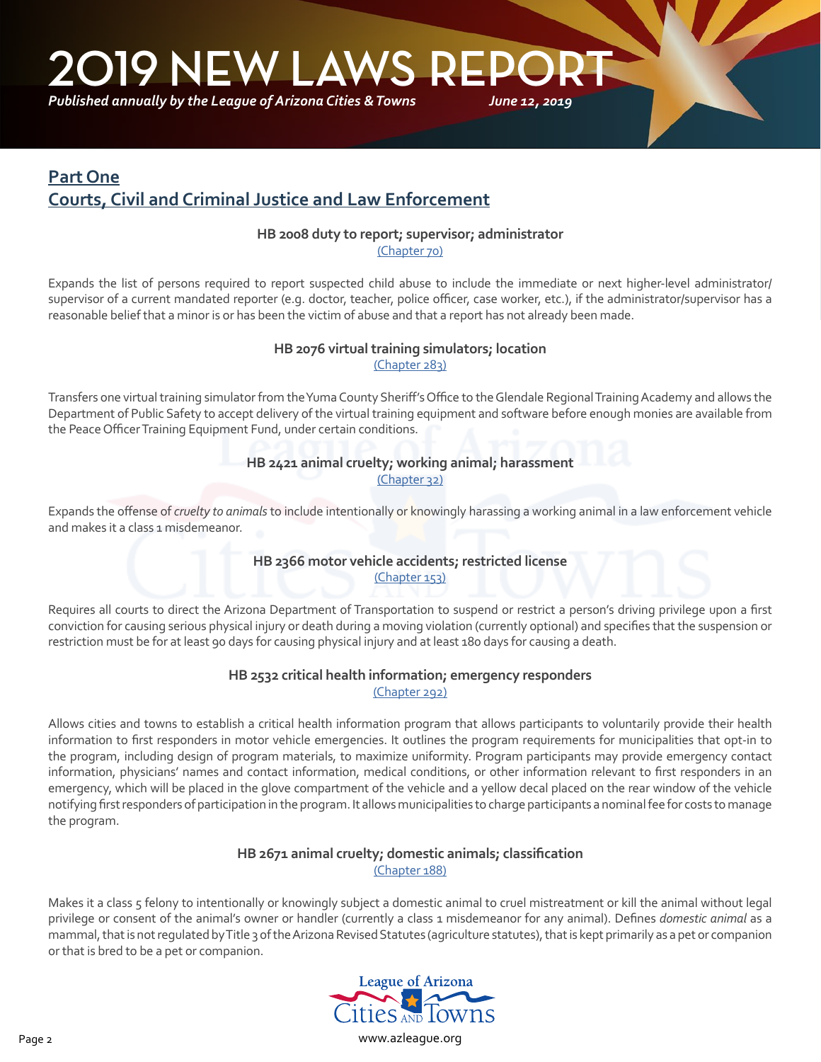# 2019 NEW LAWS REPORT

*Published annually by the League of Arizona Cities & Towns* *June 12, 2019*

## Part One
## Courts, Civil and Criminal Justice and Law Enforcement

**HB 2008 duty to report; supervisor; administrator**
(Chapter 70)

Expands the list of persons required to report suspected child abuse to include the immediate or next higher-level administrator/ supervisor of a current mandated reporter (e.g. doctor, teacher, police officer, case worker, etc.), if the administrator/supervisor has a reasonable belief that a minor is or has been the victim of abuse and that a report has not already been made.

**HB 2076 virtual training simulators; location**
(Chapter 283)

Transfers one virtual training simulator from the Yuma County Sheriff's Office to the Glendale Regional Training Academy and allows the Department of Public Safety to accept delivery of the virtual training equipment and software before enough monies are available from the Peace Officer Training Equipment Fund, under certain conditions.

**HB 2421 animal cruelty; working animal; harassment**
(Chapter 32)

Expands the offense of *cruelty to animals* to include intentionally or knowingly harassing a working animal in a law enforcement vehicle and makes it a class 1 misdemeanor.

**HB 2366 motor vehicle accidents; restricted license**
(Chapter 153)

Requires all courts to direct the Arizona Department of Transportation to suspend or restrict a person's driving privilege upon a first conviction for causing serious physical injury or death during a moving violation (currently optional) and specifies that the suspension or restriction must be for at least 90 days for causing physical injury and at least 180 days for causing a death.

**HB 2532 critical health information; emergency responders**
(Chapter 292)

Allows cities and towns to establish a critical health information program that allows participants to voluntarily provide their health information to first responders in motor vehicle emergencies. It outlines the program requirements for municipalities that opt-in to the program, including design of program materials, to maximize uniformity. Program participants may provide emergency contact information, physicians' names and contact information, medical conditions, or other information relevant to first responders in an emergency, which will be placed in the glove compartment of the vehicle and a yellow decal placed on the rear window of the vehicle notifying first responders of participation in the program. It allows municipalities to charge participants a nominal fee for costs to manage the program.

**HB 2671 animal cruelty; domestic animals; classification**
(Chapter 188)

Makes it a class 5 felony to intentionally or knowingly subject a domestic animal to cruel mistreatment or kill the animal without legal privilege or consent of the animal's owner or handler (currently a class 1 misdemeanor for any animal). Defines *domestic animal* as a mammal, that is not regulated by Title 3 of the Arizona Revised Statutes (agriculture statutes), that is kept primarily as a pet or companion or that is bred to be a pet or companion.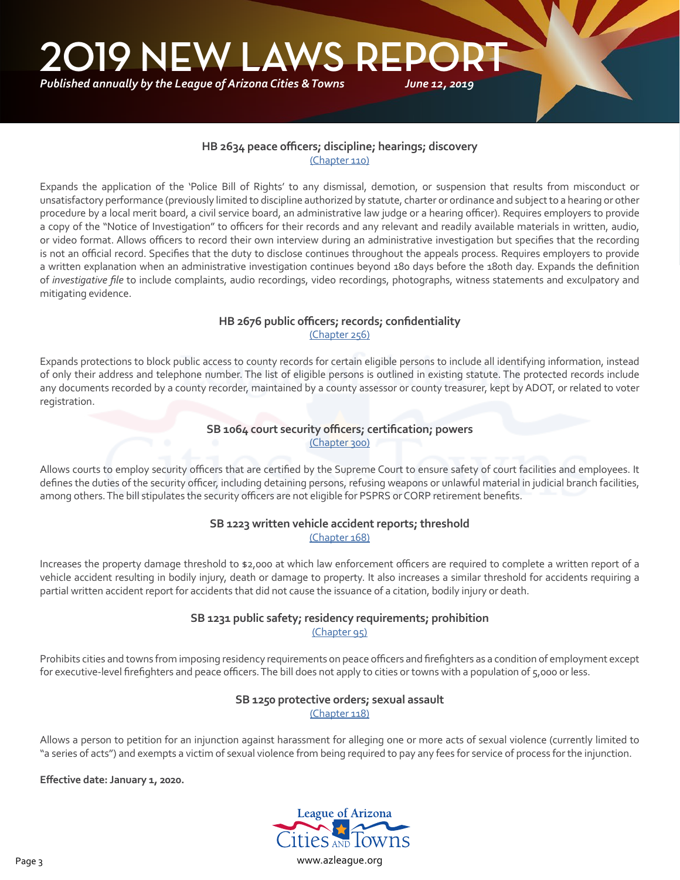### HB 2634 peace officers; discipline; hearings; discovery

(Chapter 110)

Expands the application of the 'Police Bill of Rights' to any dismissal, demotion, or suspension that results from misconduct or unsatisfactory performance (previously limited to discipline authorized by statute, charter or ordinance and subject to a hearing or other procedure by a local merit board, a civil service board, an administrative law judge or a hearing officer). Requires employers to provide a copy of the "Notice of Investigation" to officers for their records and any relevant and readily available materials in written, audio, or video format. Allows officers to record their own interview during an administrative investigation but specifies that the recording is not an official record. Specifies that the duty to disclose continues throughout the appeals process. Requires employers to provide a written explanation when an administrative investigation continues beyond 180 days before the 180th day. Expands the definition of *investigative file* to include complaints, audio recordings, video recordings, photographs, witness statements and exculpatory and mitigating evidence.

### HB 2676 public officers; records; confidentiality

(Chapter 256)

Expands protections to block public access to county records for certain eligible persons to include all identifying information, instead of only their address and telephone number. The list of eligible persons is outlined in existing statute. The protected records include any documents recorded by a county recorder, maintained by a county assessor or county treasurer, kept by ADOT, or related to voter registration.

### SB 1064 court security officers; certification; powers

(Chapter 300)

Allows courts to employ security officers that are certified by the Supreme Court to ensure safety of court facilities and employees. It defines the duties of the security officer, including detaining persons, refusing weapons or unlawful material in judicial branch facilities, among others. The bill stipulates the security officers are not eligible for PSPRS or CORP retirement benefits.

### SB 1223 written vehicle accident reports; threshold

(Chapter 168)

Increases the property damage threshold to $2,000 at which law enforcement officers are required to complete a written report of a vehicle accident resulting in bodily injury, death or damage to property. It also increases a similar threshold for accidents requiring a partial written accident report for accidents that did not cause the issuance of a citation, bodily injury or death.

### SB 1231 public safety; residency requirements; prohibition

(Chapter 95)

Prohibits cities and towns from imposing residency requirements on peace officers and firefighters as a condition of employment except for executive-level firefighters and peace officers. The bill does not apply to cities or towns with a population of 5,000 or less.

### SB 1250 protective orders; sexual assault

(Chapter 118)

Allows a person to petition for an injunction against harassment for alleging one or more acts of sexual violence (currently limited to "a series of acts") and exempts a victim of sexual violence from being required to pay any fees for service of process for the injunction.

**Effective date: January 1, 2020.**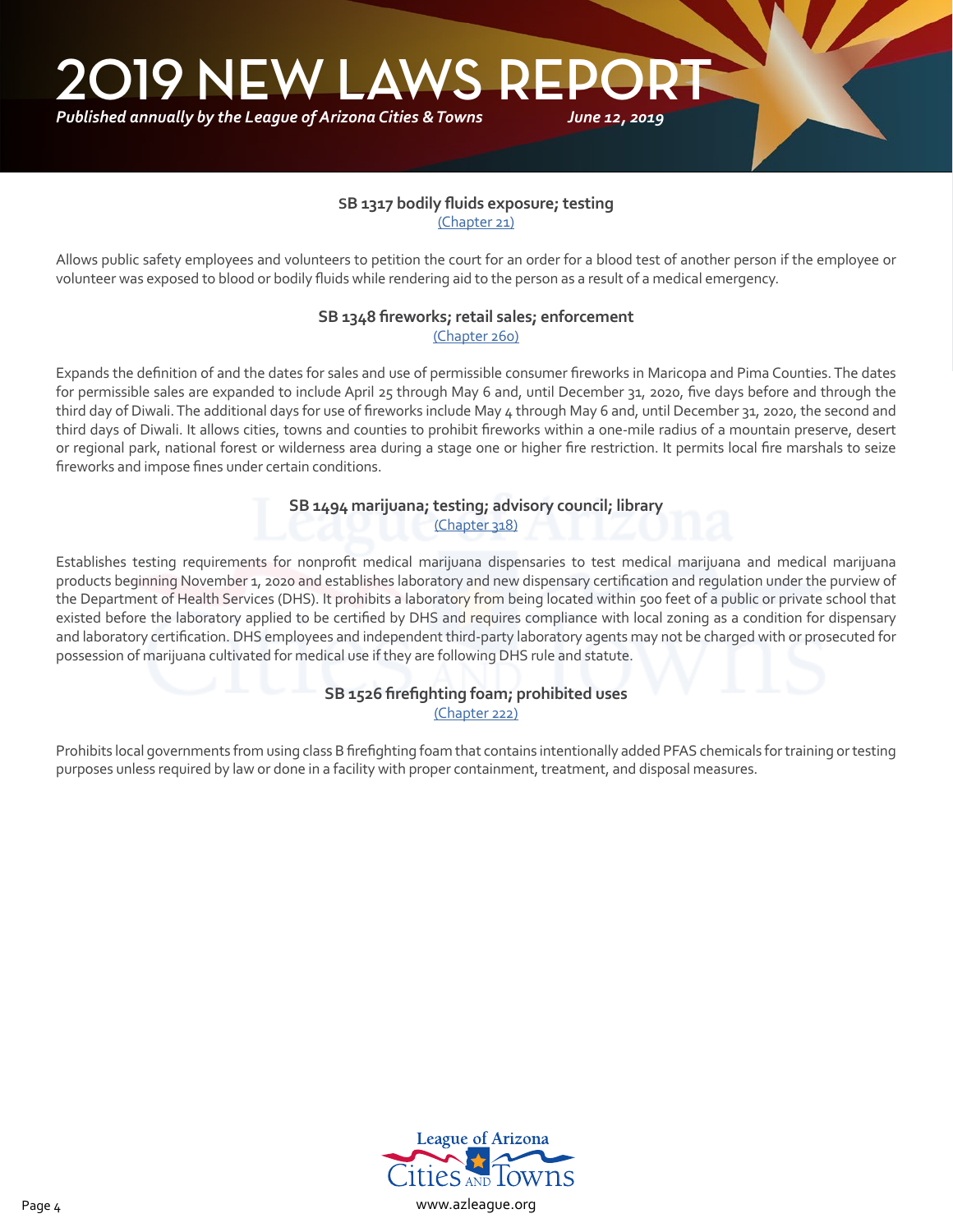### SB 1317 bodily fluids exposure; testing

[(Chapter 21)]

Allows public safety employees and volunteers to petition the court for an order for a blood test of another person if the employee or volunteer was exposed to blood or bodily fluids while rendering aid to the person as a result of a medical emergency.

### SB 1348 fireworks; retail sales; enforcement

[(Chapter 260)]

Expands the definition of and the dates for sales and use of permissible consumer fireworks in Maricopa and Pima Counties. The dates for permissible sales are expanded to include April 25 through May 6 and, until December 31, 2020, five days before and through the third day of Diwali. The additional days for use of fireworks include May 4 through May 6 and, until December 31, 2020, the second and third days of Diwali. It allows cities, towns and counties to prohibit fireworks within a one-mile radius of a mountain preserve, desert or regional park, national forest or wilderness area during a stage one or higher fire restriction. It permits local fire marshals to seize fireworks and impose fines under certain conditions.

### SB 1494 marijuana; testing; advisory council; library

[(Chapter 318)]

Establishes testing requirements for nonprofit medical marijuana dispensaries to test medical marijuana and medical marijuana products beginning November 1, 2020 and establishes laboratory and new dispensary certification and regulation under the purview of the Department of Health Services (DHS). It prohibits a laboratory from being located within 500 feet of a public or private school that existed before the laboratory applied to be certified by DHS and requires compliance with local zoning as a condition for dispensary and laboratory certification. DHS employees and independent third-party laboratory agents may not be charged with or prosecuted for possession of marijuana cultivated for medical use if they are following DHS rule and statute.

### SB 1526 firefighting foam; prohibited uses

[(Chapter 222)]

Prohibits local governments from using class B firefighting foam that contains intentionally added PFAS chemicals for training or testing purposes unless required by law or done in a facility with proper containment, treatment, and disposal measures.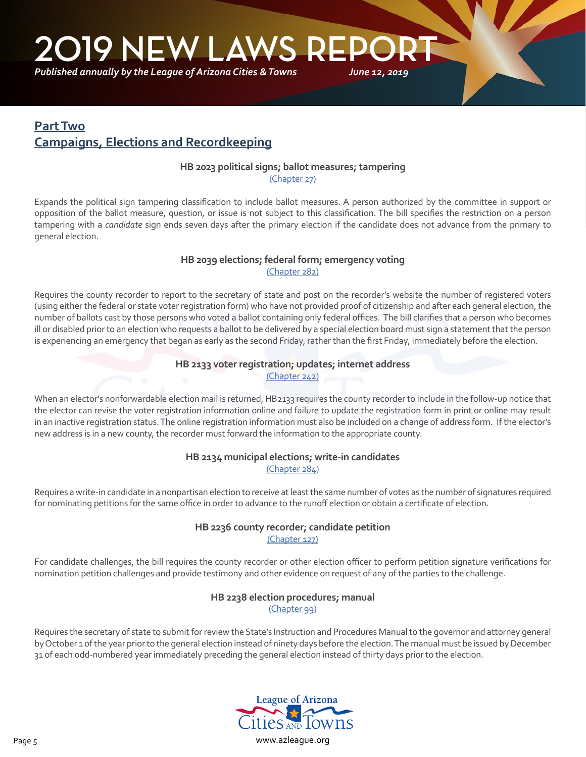## Part Two
## Campaigns, Elections and Recordkeeping

### HB 2023 political signs; ballot measures; tampering
(Chapter 27)

Expands the political sign tampering classification to include ballot measures. A person authorized by the committee in support or opposition of the ballot measure, question, or issue is not subject to this classification. The bill specifies the restriction on a person tampering with a *candidate* sign ends seven days after the primary election if the candidate does not advance from the primary to general election.

### HB 2039 elections; federal form; emergency voting
(Chapter 282)

Requires the county recorder to report to the secretary of state and post on the recorder's website the number of registered voters (using either the federal or state voter registration form) who have not provided proof of citizenship and after each general election, the number of ballots cast by those persons who voted a ballot containing only federal offices. The bill clarifies that a person who becomes ill or disabled prior to an election who requests a ballot to be delivered by a special election board must sign a statement that the person is experiencing an emergency that began as early as the second Friday, rather than the first Friday, immediately before the election.

### HB 2133 voter registration; updates; internet address
(Chapter 242)

When an elector's nonforwardable election mail is returned, HB2133 requires the county recorder to include in the follow-up notice that the elector can revise the voter registration information online and failure to update the registration form in print or online may result in an inactive registration status. The online registration information must also be included on a change of address form. If the elector's new address is in a new county, the recorder must forward the information to the appropriate county.

### HB 2134 municipal elections; write-in candidates
(Chapter 284)

Requires a write-in candidate in a nonpartisan election to receive at least the same number of votes as the number of signatures required for nominating petitions for the same office in order to advance to the runoff election or obtain a certificate of election.

### HB 2236 county recorder; candidate petition
(Chapter 127)

For candidate challenges, the bill requires the county recorder or other election officer to perform petition signature verifications for nomination petition challenges and provide testimony and other evidence on request of any of the parties to the challenge.

### HB 2238 election procedures; manual
(Chapter 99)

Requires the secretary of state to submit for review the State's Instruction and Procedures Manual to the governor and attorney general by October 1 of the year prior to the general election instead of ninety days before the election. The manual must be issued by December 31 of each odd-numbered year immediately preceding the general election instead of thirty days prior to the election.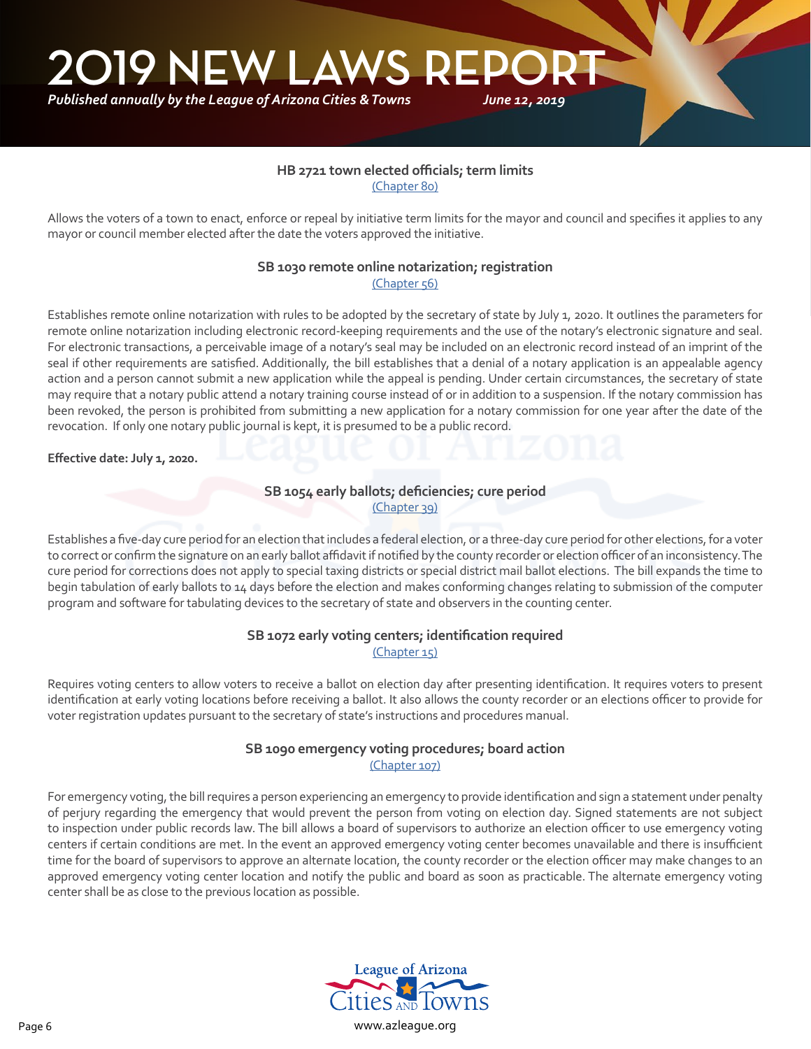### HB 2721 town elected officials; term limits

(Chapter 80)

Allows the voters of a town to enact, enforce or repeal by initiative term limits for the mayor and council and specifies it applies to any mayor or council member elected after the date the voters approved the initiative.

### SB 1030 remote online notarization; registration

(Chapter 56)

Establishes remote online notarization with rules to be adopted by the secretary of state by July 1, 2020. It outlines the parameters for remote online notarization including electronic record-keeping requirements and the use of the notary's electronic signature and seal. For electronic transactions, a perceivable image of a notary's seal may be included on an electronic record instead of an imprint of the seal if other requirements are satisfied. Additionally, the bill establishes that a denial of a notary application is an appealable agency action and a person cannot submit a new application while the appeal is pending. Under certain circumstances, the secretary of state may require that a notary public attend a notary training course instead of or in addition to a suspension. If the notary commission has been revoked, the person is prohibited from submitting a new application for a notary commission for one year after the date of the revocation. If only one notary public journal is kept, it is presumed to be a public record.

**Effective date: July 1, 2020.**

### SB 1054 early ballots; deficiencies; cure period

(Chapter 39)

Establishes a five-day cure period for an election that includes a federal election, or a three-day cure period for other elections, for a voter to correct or confirm the signature on an early ballot affidavit if notified by the county recorder or election officer of an inconsistency. The cure period for corrections does not apply to special taxing districts or special district mail ballot elections. The bill expands the time to begin tabulation of early ballots to 14 days before the election and makes conforming changes relating to submission of the computer program and software for tabulating devices to the secretary of state and observers in the counting center.

### SB 1072 early voting centers; identification required

(Chapter 15)

Requires voting centers to allow voters to receive a ballot on election day after presenting identification. It requires voters to present identification at early voting locations before receiving a ballot. It also allows the county recorder or an elections officer to provide for voter registration updates pursuant to the secretary of state's instructions and procedures manual.

### SB 1090 emergency voting procedures; board action

(Chapter 107)

For emergency voting, the bill requires a person experiencing an emergency to provide identification and sign a statement under penalty of perjury regarding the emergency that would prevent the person from voting on election day. Signed statements are not subject to inspection under public records law. The bill allows a board of supervisors to authorize an election officer to use emergency voting centers if certain conditions are met. In the event an approved emergency voting center becomes unavailable and there is insufficient time for the board of supervisors to approve an alternate location, the county recorder or the election officer may make changes to an approved emergency voting center location and notify the public and board as soon as practicable. The alternate emergency voting center shall be as close to the previous location as possible.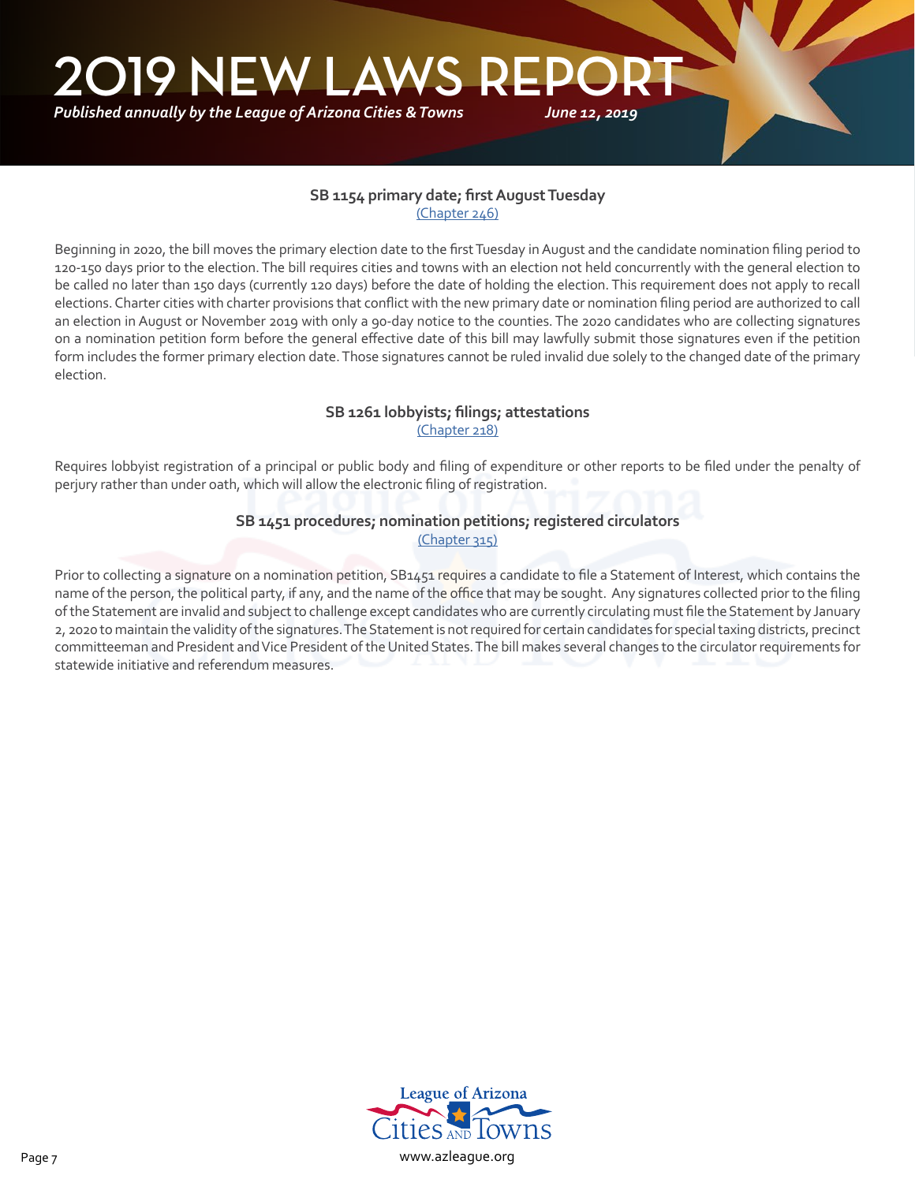### SB 1154 primary date; first August Tuesday

(Chapter 246)

Beginning in 2020, the bill moves the primary election date to the first Tuesday in August and the candidate nomination filing period to 120-150 days prior to the election. The bill requires cities and towns with an election not held concurrently with the general election to be called no later than 150 days (currently 120 days) before the date of holding the election. This requirement does not apply to recall elections. Charter cities with charter provisions that conflict with the new primary date or nomination filing period are authorized to call an election in August or November 2019 with only a 90-day notice to the counties. The 2020 candidates who are collecting signatures on a nomination petition form before the general effective date of this bill may lawfully submit those signatures even if the petition form includes the former primary election date. Those signatures cannot be ruled invalid due solely to the changed date of the primary election.

### SB 1261 lobbyists; filings; attestations

(Chapter 218)

Requires lobbyist registration of a principal or public body and filing of expenditure or other reports to be filed under the penalty of perjury rather than under oath, which will allow the electronic filing of registration.

### SB 1451 procedures; nomination petitions; registered circulators

(Chapter 315)

Prior to collecting a signature on a nomination petition, SB1451 requires a candidate to file a Statement of Interest, which contains the name of the person, the political party, if any, and the name of the office that may be sought. Any signatures collected prior to the filing of the Statement are invalid and subject to challenge except candidates who are currently circulating must file the Statement by January 2, 2020 to maintain the validity of the signatures. The Statement is not required for certain candidates for special taxing districts, precinct committeeman and President and Vice President of the United States. The bill makes several changes to the circulator requirements for statewide initiative and referendum measures.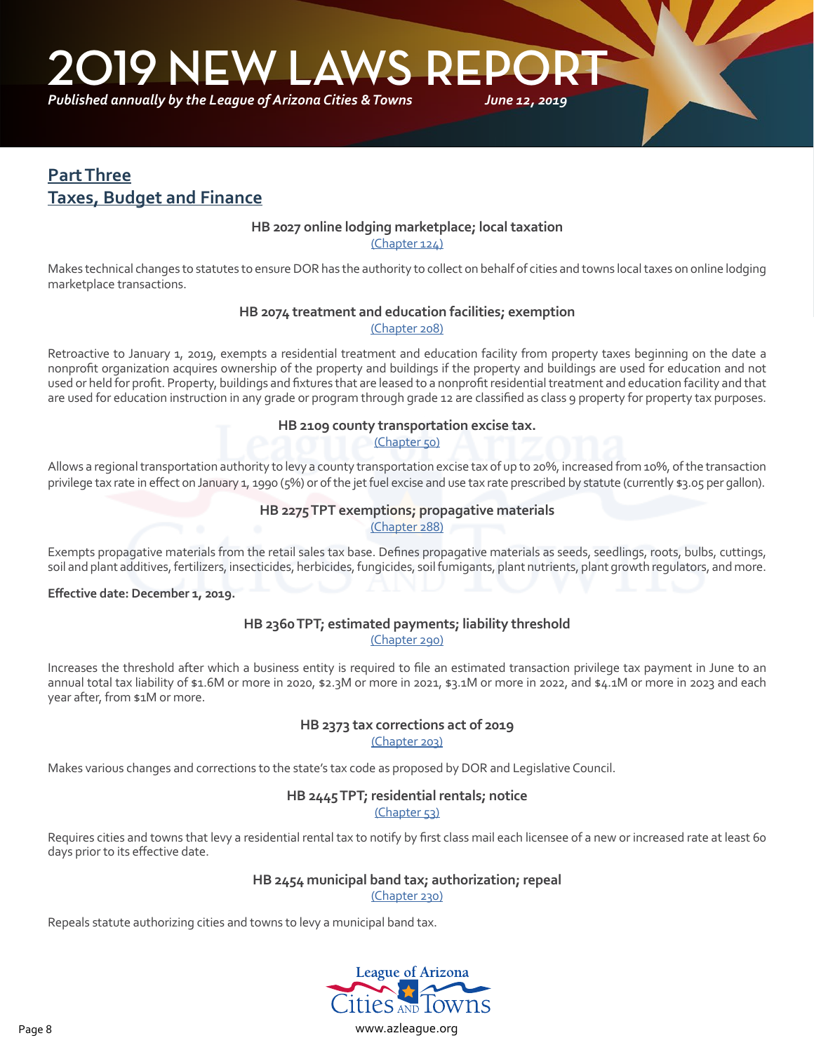## Part Three
## Taxes, Budget and Finance

### HB 2027 online lodging marketplace; local taxation
(Chapter 124)

Makes technical changes to statutes to ensure DOR has the authority to collect on behalf of cities and towns local taxes on online lodging marketplace transactions.

### HB 2074 treatment and education facilities; exemption
(Chapter 208)

Retroactive to January 1, 2019, exempts a residential treatment and education facility from property taxes beginning on the date a nonprofit organization acquires ownership of the property and buildings if the property and buildings are used for education and not used or held for profit. Property, buildings and fixtures that are leased to a nonprofit residential treatment and education facility and that are used for education instruction in any grade or program through grade 12 are classified as class 9 property for property tax purposes.

### HB 2109 county transportation excise tax.
(Chapter 50)

Allows a regional transportation authority to levy a county transportation excise tax of up to 20%, increased from 10%, of the transaction privilege tax rate in effect on January 1, 1990 (5%) or of the jet fuel excise and use tax rate prescribed by statute (currently $3.05 per gallon).

### HB 2275 TPT exemptions; propagative materials
(Chapter 288)

Exempts propagative materials from the retail sales tax base. Defines propagative materials as seeds, seedlings, roots, bulbs, cuttings, soil and plant additives, fertilizers, insecticides, herbicides, fungicides, soil fumigants, plant nutrients, plant growth regulators, and more.

**Effective date: December 1, 2019.**

### HB 2360 TPT; estimated payments; liability threshold
(Chapter 290)

Increases the threshold after which a business entity is required to file an estimated transaction privilege tax payment in June to an annual total tax liability of $1.6M or more in 2020, $2.3M or more in 2021, $3.1M or more in 2022, and $4.1M or more in 2023 and each year after, from $1M or more.

### HB 2373 tax corrections act of 2019
(Chapter 203)

Makes various changes and corrections to the state's tax code as proposed by DOR and Legislative Council.

### HB 2445 TPT; residential rentals; notice
(Chapter 53)

Requires cities and towns that levy a residential rental tax to notify by first class mail each licensee of a new or increased rate at least 60 days prior to its effective date.

### HB 2454 municipal band tax; authorization; repeal
(Chapter 230)

Repeals statute authorizing cities and towns to levy a municipal band tax.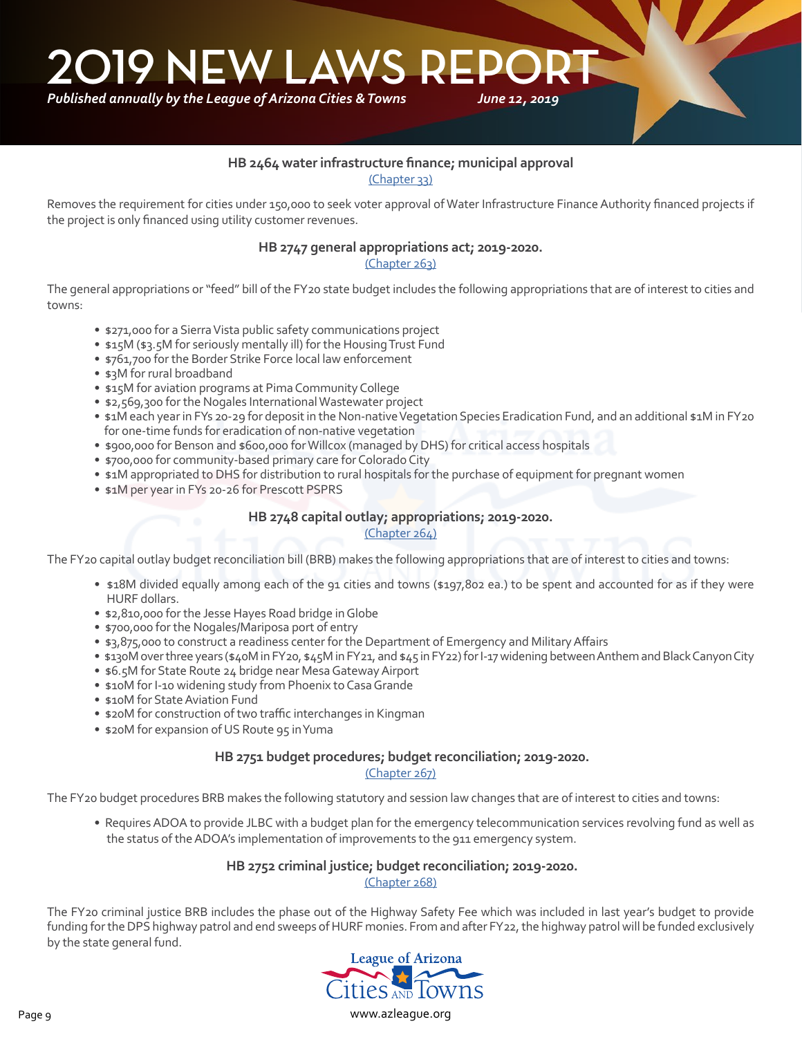### HB 2464 water infrastructure finance; municipal approval

[(Chapter 33)]

Removes the requirement for cities under 150,000 to seek voter approval of Water Infrastructure Finance Authority financed projects if the project is only financed using utility customer revenues.

### HB 2747 general appropriations act; 2019-2020.

[(Chapter 263)]

The general appropriations or "feed" bill of the FY20 state budget includes the following appropriations that are of interest to cities and towns:

- $271,000 for a Sierra Vista public safety communications project
- $15M ($3.5M for seriously mentally ill) for the Housing Trust Fund
- $761,700 for the Border Strike Force local law enforcement
- $3M for rural broadband
- $15M for aviation programs at Pima Community College
- $2,569,300 for the Nogales International Wastewater project
- $1M each year in FYs 20-29 for deposit in the Non-native Vegetation Species Eradication Fund, and an additional $1M in FY20 for one-time funds for eradication of non-native vegetation
- $900,000 for Benson and $600,000 for Willcox (managed by DHS) for critical access hospitals
- $700,000 for community-based primary care for Colorado City
- $1M appropriated to DHS for distribution to rural hospitals for the purchase of equipment for pregnant women
- $1M per year in FYs 20-26 for Prescott PSPRS

### HB 2748 capital outlay; appropriations; 2019-2020.

[(Chapter 264)]

The FY20 capital outlay budget reconciliation bill (BRB) makes the following appropriations that are of interest to cities and towns:

- $18M divided equally among each of the 91 cities and towns ($197,802 ea.) to be spent and accounted for as if they were HURF dollars.
- $2,810,000 for the Jesse Hayes Road bridge in Globe
- $700,000 for the Nogales/Mariposa port of entry
- $3,875,000 to construct a readiness center for the Department of Emergency and Military Affairs
- $130M over three years ($40M in FY20, $45M in FY21, and $45 in FY22) for I-17 widening between Anthem and Black Canyon City
- $6.5M for State Route 24 bridge near Mesa Gateway Airport
- $10M for I-10 widening study from Phoenix to Casa Grande
- $10M for State Aviation Fund
- $20M for construction of two traffic interchanges in Kingman
- $20M for expansion of US Route 95 in Yuma

### HB 2751 budget procedures; budget reconciliation; 2019-2020.

[(Chapter 267)]

The FY20 budget procedures BRB makes the following statutory and session law changes that are of interest to cities and towns:

- Requires ADOA to provide JLBC with a budget plan for the emergency telecommunication services revolving fund as well as the status of the ADOA's implementation of improvements to the 911 emergency system.

### HB 2752 criminal justice; budget reconciliation; 2019-2020.

[(Chapter 268)]

The FY20 criminal justice BRB includes the phase out of the Highway Safety Fee which was included in last year's budget to provide funding for the DPS highway patrol and end sweeps of HURF monies. From and after FY22, the highway patrol will be funded exclusively by the state general fund.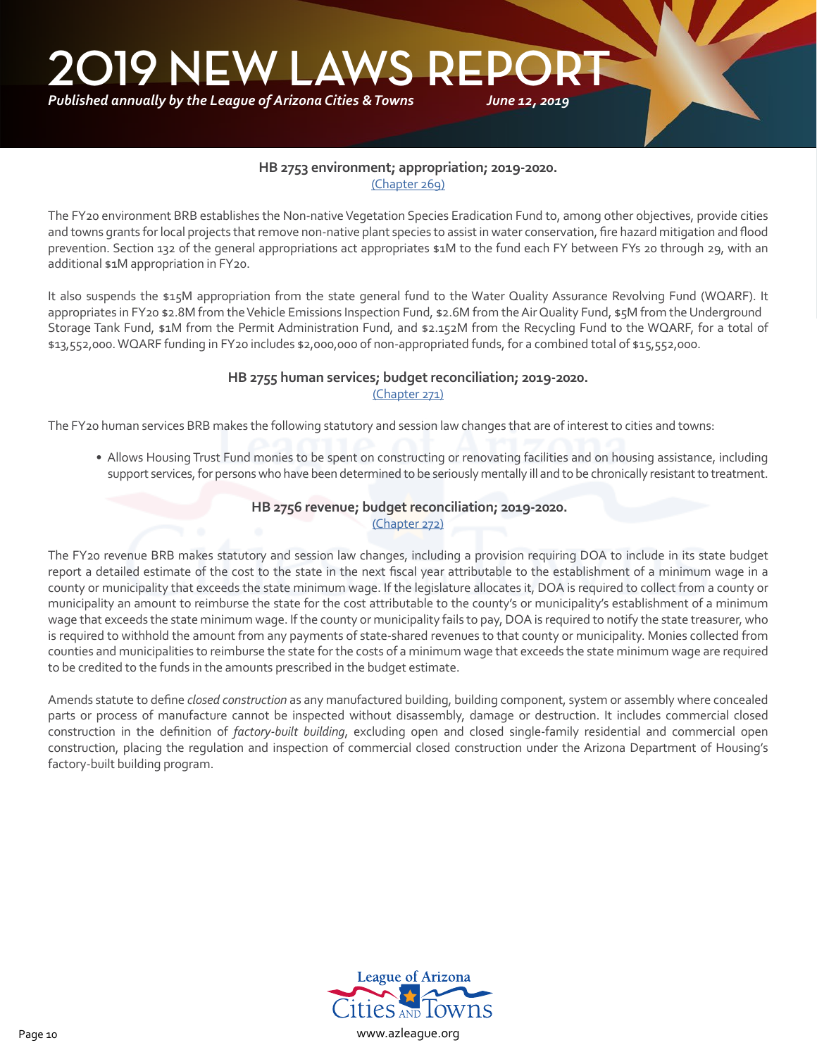### HB 2753 environment; appropriation; 2019-2020.

[(Chapter 269)]

The FY20 environment BRB establishes the Non-native Vegetation Species Eradication Fund to, among other objectives, provide cities and towns grants for local projects that remove non-native plant species to assist in water conservation, fire hazard mitigation and flood prevention. Section 132 of the general appropriations act appropriates $1M to the fund each FY between FYs 20 through 29, with an additional $1M appropriation in FY20.

It also suspends the $15M appropriation from the state general fund to the Water Quality Assurance Revolving Fund (WQARF). It appropriates in FY20 $2.8M from the Vehicle Emissions Inspection Fund, $2.6M from the Air Quality Fund, $5M from the Underground Storage Tank Fund, $1M from the Permit Administration Fund, and $2.152M from the Recycling Fund to the WQARF, for a total of $13,552,000. WQARF funding in FY20 includes $2,000,000 of non-appropriated funds, for a combined total of $15,552,000.

### HB 2755 human services; budget reconciliation; 2019-2020.

[(Chapter 271)]

The FY20 human services BRB makes the following statutory and session law changes that are of interest to cities and towns:

- Allows Housing Trust Fund monies to be spent on constructing or renovating facilities and on housing assistance, including support services, for persons who have been determined to be seriously mentally ill and to be chronically resistant to treatment.

### HB 2756 revenue; budget reconciliation; 2019-2020.

[(Chapter 272)]

The FY20 revenue BRB makes statutory and session law changes, including a provision requiring DOA to include in its state budget report a detailed estimate of the cost to the state in the next fiscal year attributable to the establishment of a minimum wage in a county or municipality that exceeds the state minimum wage. If the legislature allocates it, DOA is required to collect from a county or municipality an amount to reimburse the state for the cost attributable to the county's or municipality's establishment of a minimum wage that exceeds the state minimum wage. If the county or municipality fails to pay, DOA is required to notify the state treasurer, who is required to withhold the amount from any payments of state-shared revenues to that county or municipality. Monies collected from counties and municipalities to reimburse the state for the costs of a minimum wage that exceeds the state minimum wage are required to be credited to the funds in the amounts prescribed in the budget estimate.

Amends statute to define *closed construction* as any manufactured building, building component, system or assembly where concealed parts or process of manufacture cannot be inspected without disassembly, damage or destruction. It includes commercial closed construction in the definition of *factory-built building*, excluding open and closed single-family residential and commercial open construction, placing the regulation and inspection of commercial closed construction under the Arizona Department of Housing's factory-built building program.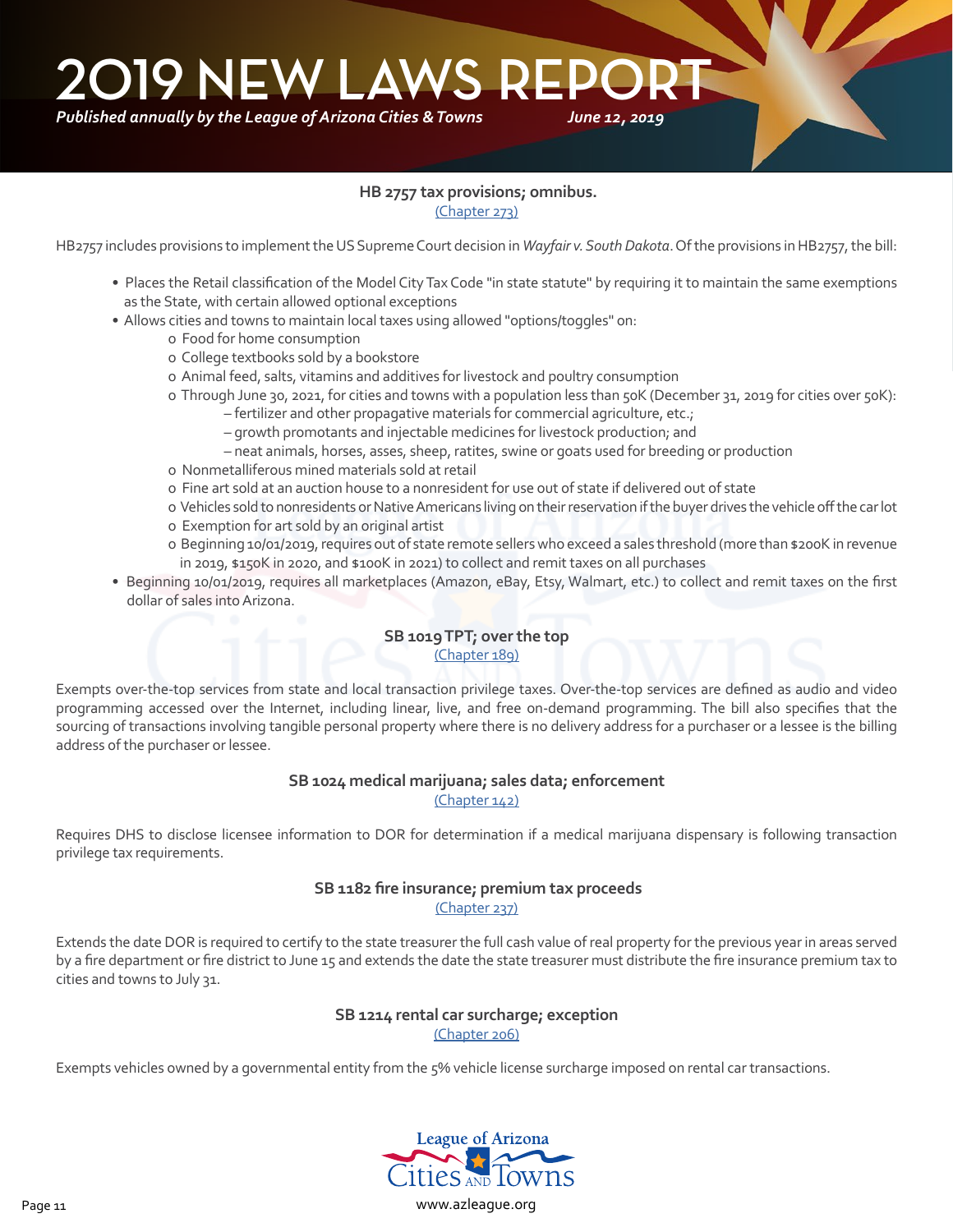### HB 2757 tax provisions; omnibus.

(Chapter 273)

HB2757 includes provisions to implement the US Supreme Court decision in *Wayfair v. South Dakota*. Of the provisions in HB2757, the bill:

- Places the Retail classification of the Model City Tax Code "in state statute" by requiring it to maintain the same exemptions as the State, with certain allowed optional exceptions
- Allows cities and towns to maintain local taxes using allowed "options/toggles" on:
  - Food for home consumption
  - College textbooks sold by a bookstore
  - Animal feed, salts, vitamins and additives for livestock and poultry consumption
  - Through June 30, 2021, for cities and towns with a population less than 50K (December 31, 2019 for cities over 50K):
    - fertilizer and other propagative materials for commercial agriculture, etc.;
    - growth promotants and injectable medicines for livestock production; and
    - neat animals, horses, asses, sheep, ratites, swine or goats used for breeding or production
  - Nonmetalliferous mined materials sold at retail
  - Fine art sold at an auction house to a nonresident for use out of state if delivered out of state
  - Vehicles sold to nonresidents or Native Americans living on their reservation if the buyer drives the vehicle off the car lot
  - Exemption for art sold by an original artist
  - Beginning 10/01/2019, requires out of state remote sellers who exceed a sales threshold (more than $200K in revenue in 2019, $150K in 2020, and $100K in 2021) to collect and remit taxes on all purchases
- Beginning 10/01/2019, requires all marketplaces (Amazon, eBay, Etsy, Walmart, etc.) to collect and remit taxes on the first dollar of sales into Arizona.

### SB 1019 TPT; over the top

(Chapter 189)

Exempts over-the-top services from state and local transaction privilege taxes. Over-the-top services are defined as audio and video programming accessed over the Internet, including linear, live, and free on-demand programming. The bill also specifies that the sourcing of transactions involving tangible personal property where there is no delivery address for a purchaser or a lessee is the billing address of the purchaser or lessee.

### SB 1024 medical marijuana; sales data; enforcement

(Chapter 142)

Requires DHS to disclose licensee information to DOR for determination if a medical marijuana dispensary is following transaction privilege tax requirements.

### SB 1182 fire insurance; premium tax proceeds

(Chapter 237)

Extends the date DOR is required to certify to the state treasurer the full cash value of real property for the previous year in areas served by a fire department or fire district to June 15 and extends the date the state treasurer must distribute the fire insurance premium tax to cities and towns to July 31.

### SB 1214 rental car surcharge; exception

(Chapter 206)

Exempts vehicles owned by a governmental entity from the 5% vehicle license surcharge imposed on rental car transactions.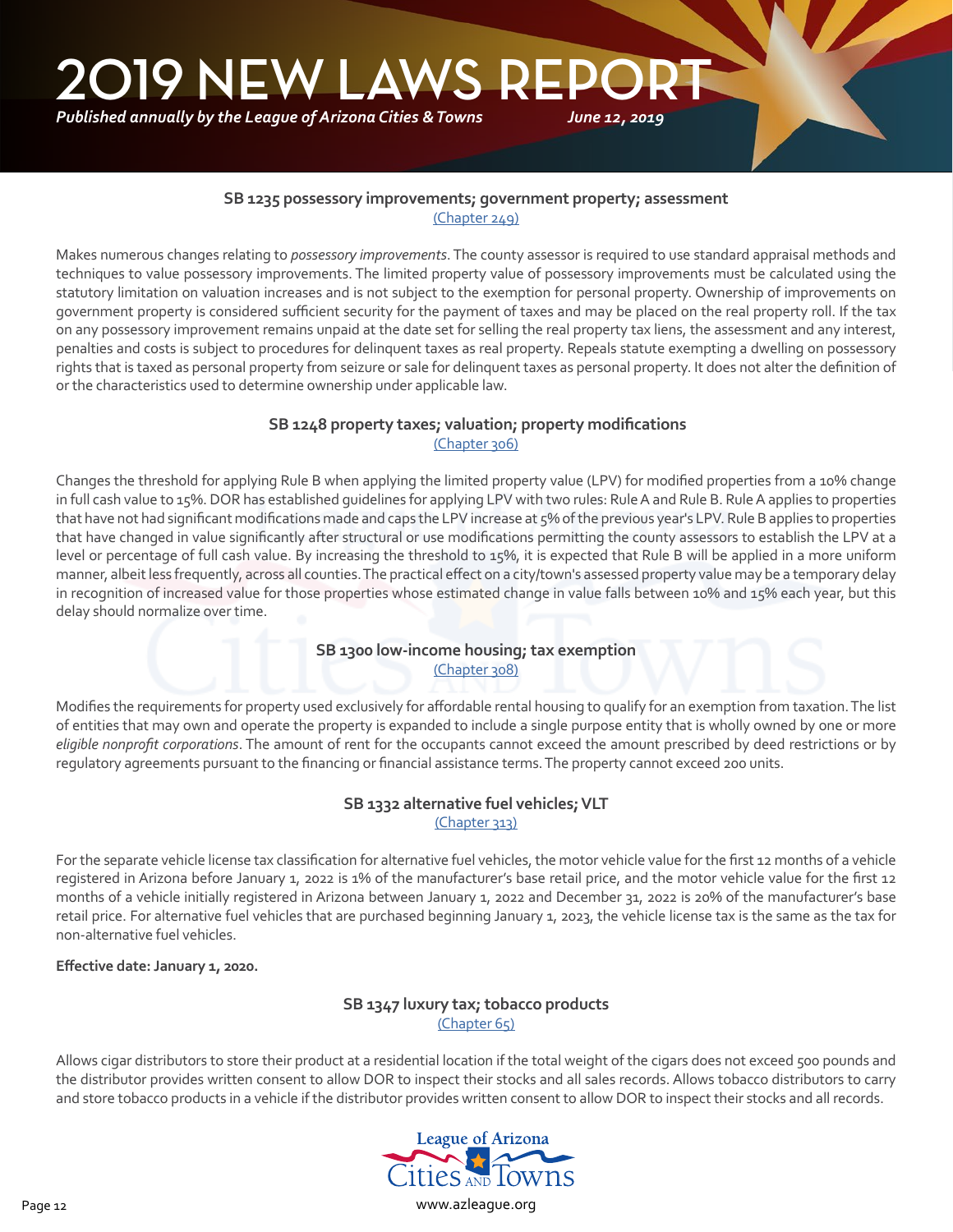### SB 1235 possessory improvements; government property; assessment

(Chapter 249)

Makes numerous changes relating to *possessory improvements*. The county assessor is required to use standard appraisal methods and techniques to value possessory improvements. The limited property value of possessory improvements must be calculated using the statutory limitation on valuation increases and is not subject to the exemption for personal property. Ownership of improvements on government property is considered sufficient security for the payment of taxes and may be placed on the real property roll. If the tax on any possessory improvement remains unpaid at the date set for selling the real property tax liens, the assessment and any interest, penalties and costs is subject to procedures for delinquent taxes as real property. Repeals statute exempting a dwelling on possessory rights that is taxed as personal property from seizure or sale for delinquent taxes as personal property. It does not alter the definition of or the characteristics used to determine ownership under applicable law.

### SB 1248 property taxes; valuation; property modifications

(Chapter 306)

Changes the threshold for applying Rule B when applying the limited property value (LPV) for modified properties from a 10% change in full cash value to 15%. DOR has established guidelines for applying LPV with two rules: Rule A and Rule B. Rule A applies to properties that have not had significant modifications made and caps the LPV increase at 5% of the previous year's LPV. Rule B applies to properties that have changed in value significantly after structural or use modifications permitting the county assessors to establish the LPV at a level or percentage of full cash value. By increasing the threshold to 15%, it is expected that Rule B will be applied in a more uniform manner, albeit less frequently, across all counties. The practical effect on a city/town's assessed property value may be a temporary delay in recognition of increased value for those properties whose estimated change in value falls between 10% and 15% each year, but this delay should normalize over time.

### SB 1300 low-income housing; tax exemption

(Chapter 308)

Modifies the requirements for property used exclusively for affordable rental housing to qualify for an exemption from taxation. The list of entities that may own and operate the property is expanded to include a single purpose entity that is wholly owned by one or more *eligible nonprofit corporations*. The amount of rent for the occupants cannot exceed the amount prescribed by deed restrictions or by regulatory agreements pursuant to the financing or financial assistance terms. The property cannot exceed 200 units.

### SB 1332 alternative fuel vehicles; VLT

(Chapter 313)

For the separate vehicle license tax classification for alternative fuel vehicles, the motor vehicle value for the first 12 months of a vehicle registered in Arizona before January 1, 2022 is 1% of the manufacturer's base retail price, and the motor vehicle value for the first 12 months of a vehicle initially registered in Arizona between January 1, 2022 and December 31, 2022 is 20% of the manufacturer's base retail price. For alternative fuel vehicles that are purchased beginning January 1, 2023, the vehicle license tax is the same as the tax for non-alternative fuel vehicles.

**Effective date: January 1, 2020.**

### SB 1347 luxury tax; tobacco products

(Chapter 65)

Allows cigar distributors to store their product at a residential location if the total weight of the cigars does not exceed 500 pounds and the distributor provides written consent to allow DOR to inspect their stocks and all sales records. Allows tobacco distributors to carry and store tobacco products in a vehicle if the distributor provides written consent to allow DOR to inspect their stocks and all records.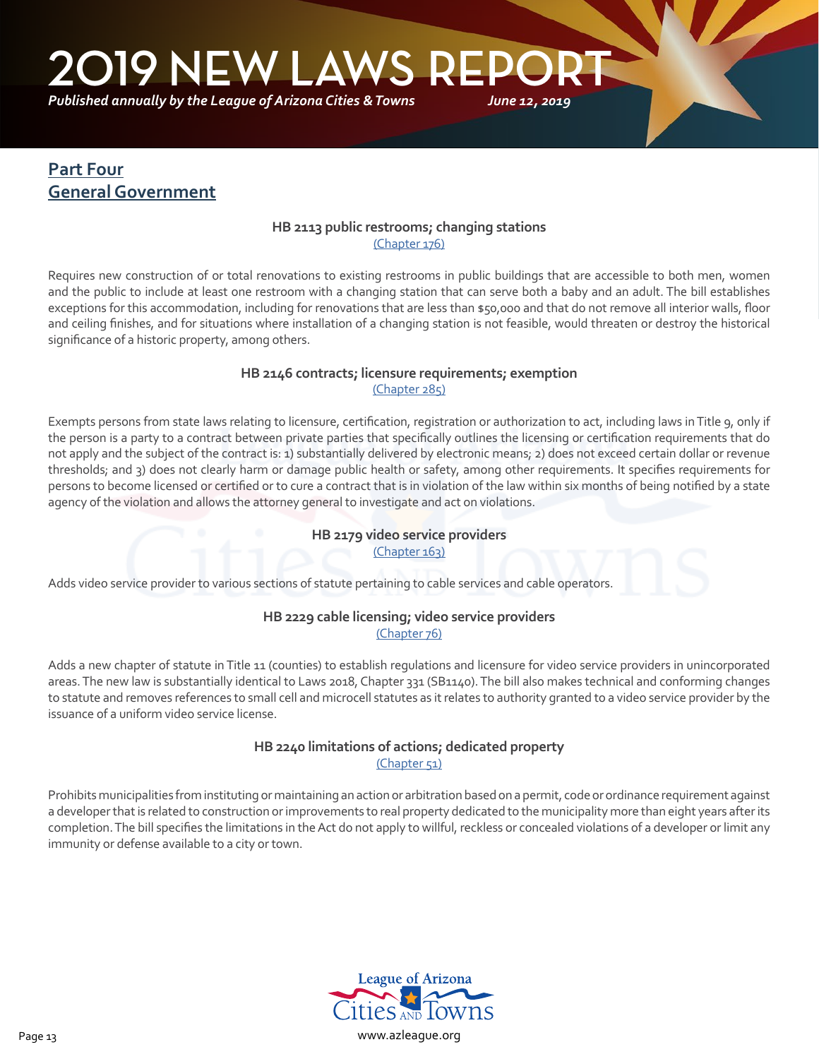## Part Four
## General Government

### HB 2113 public restrooms; changing stations
(Chapter 176)

Requires new construction of or total renovations to existing restrooms in public buildings that are accessible to both men, women and the public to include at least one restroom with a changing station that can serve both a baby and an adult. The bill establishes exceptions for this accommodation, including for renovations that are less than $50,000 and that do not remove all interior walls, floor and ceiling finishes, and for situations where installation of a changing station is not feasible, would threaten or destroy the historical significance of a historic property, among others.

### HB 2146 contracts; licensure requirements; exemption
(Chapter 285)

Exempts persons from state laws relating to licensure, certification, registration or authorization to act, including laws in Title 9, only if the person is a party to a contract between private parties that specifically outlines the licensing or certification requirements that do not apply and the subject of the contract is: 1) substantially delivered by electronic means; 2) does not exceed certain dollar or revenue thresholds; and 3) does not clearly harm or damage public health or safety, among other requirements. It specifies requirements for persons to become licensed or certified or to cure a contract that is in violation of the law within six months of being notified by a state agency of the violation and allows the attorney general to investigate and act on violations.

### HB 2179 video service providers
(Chapter 163)

Adds video service provider to various sections of statute pertaining to cable services and cable operators.

### HB 2229 cable licensing; video service providers
(Chapter 76)

Adds a new chapter of statute in Title 11 (counties) to establish regulations and licensure for video service providers in unincorporated areas. The new law is substantially identical to Laws 2018, Chapter 331 (SB1140). The bill also makes technical and conforming changes to statute and removes references to small cell and microcell statutes as it relates to authority granted to a video service provider by the issuance of a uniform video service license.

### HB 2240 limitations of actions; dedicated property
(Chapter 51)

Prohibits municipalities from instituting or maintaining an action or arbitration based on a permit, code or ordinance requirement against a developer that is related to construction or improvements to real property dedicated to the municipality more than eight years after its completion. The bill specifies the limitations in the Act do not apply to willful, reckless or concealed violations of a developer or limit any immunity or defense available to a city or town.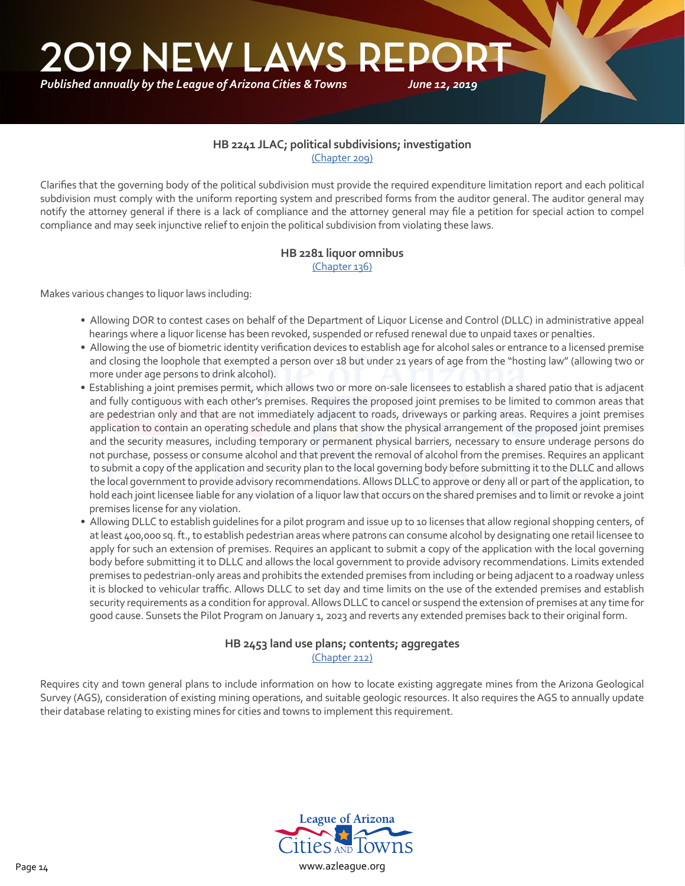### HB 2241 JLAC; political subdivisions; investigation

(Chapter 209)

Clarifies that the governing body of the political subdivision must provide the required expenditure limitation report and each political subdivision must comply with the uniform reporting system and prescribed forms from the auditor general. The auditor general may notify the attorney general if there is a lack of compliance and the attorney general may file a petition for special action to compel compliance and may seek injunctive relief to enjoin the political subdivision from violating these laws.

### HB 2281 liquor omnibus

(Chapter 136)

Makes various changes to liquor laws including:

- Allowing DOR to contest cases on behalf of the Department of Liquor License and Control (DLLC) in administrative appeal hearings where a liquor license has been revoked, suspended or refused renewal due to unpaid taxes or penalties.
- Allowing the use of biometric identity verification devices to establish age for alcohol sales or entrance to a licensed premise and closing the loophole that exempted a person over 18 but under 21 years of age from the "hosting law" (allowing two or more under age persons to drink alcohol).
- Establishing a joint premises permit, which allows two or more on-sale licensees to establish a shared patio that is adjacent and fully contiguous with each other's premises. Requires the proposed joint premises to be limited to common areas that are pedestrian only and that are not immediately adjacent to roads, driveways or parking areas. Requires a joint premises application to contain an operating schedule and plans that show the physical arrangement of the proposed joint premises and the security measures, including temporary or permanent physical barriers, necessary to ensure underage persons do not purchase, possess or consume alcohol and that prevent the removal of alcohol from the premises. Requires an applicant to submit a copy of the application and security plan to the local governing body before submitting it to the DLLC and allows the local government to provide advisory recommendations. Allows DLLC to approve or deny all or part of the application, to hold each joint licensee liable for any violation of a liquor law that occurs on the shared premises and to limit or revoke a joint premises license for any violation.
- Allowing DLLC to establish guidelines for a pilot program and issue up to 10 licenses that allow regional shopping centers, of at least 400,000 sq. ft., to establish pedestrian areas where patrons can consume alcohol by designating one retail licensee to apply for such an extension of premises. Requires an applicant to submit a copy of the application with the local governing body before submitting it to DLLC and allows the local government to provide advisory recommendations. Limits extended premises to pedestrian-only areas and prohibits the extended premises from including or being adjacent to a roadway unless it is blocked to vehicular traffic. Allows DLLC to set day and time limits on the use of the extended premises and establish security requirements as a condition for approval. Allows DLLC to cancel or suspend the extension of premises at any time for good cause. Sunsets the Pilot Program on January 1, 2023 and reverts any extended premises back to their original form.

### HB 2453 land use plans; contents; aggregates

(Chapter 212)

Requires city and town general plans to include information on how to locate existing aggregate mines from the Arizona Geological Survey (AGS), consideration of existing mining operations, and suitable geologic resources. It also requires the AGS to annually update their database relating to existing mines for cities and towns to implement this requirement.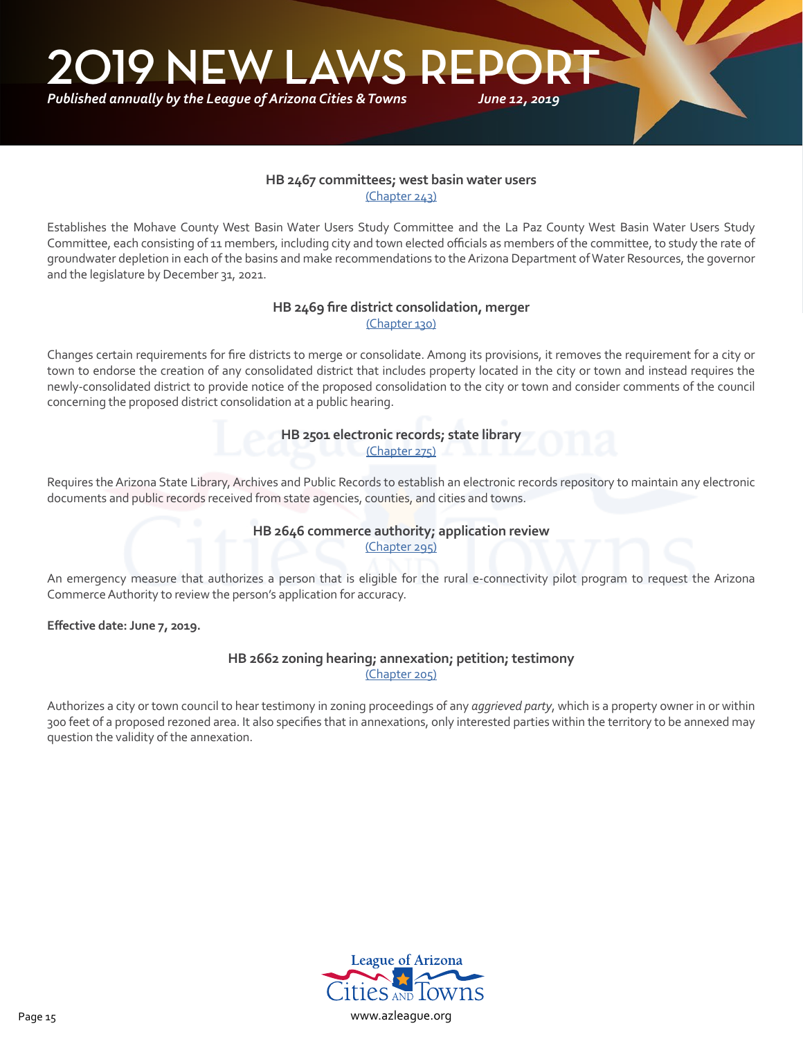### HB 2467 committees; west basin water users

(Chapter 243)

Establishes the Mohave County West Basin Water Users Study Committee and the La Paz County West Basin Water Users Study Committee, each consisting of 11 members, including city and town elected officials as members of the committee, to study the rate of groundwater depletion in each of the basins and make recommendations to the Arizona Department of Water Resources, the governor and the legislature by December 31, 2021.

### HB 2469 fire district consolidation, merger

(Chapter 130)

Changes certain requirements for fire districts to merge or consolidate. Among its provisions, it removes the requirement for a city or town to endorse the creation of any consolidated district that includes property located in the city or town and instead requires the newly-consolidated district to provide notice of the proposed consolidation to the city or town and consider comments of the council concerning the proposed district consolidation at a public hearing.

### HB 2501 electronic records; state library

(Chapter 275)

Requires the Arizona State Library, Archives and Public Records to establish an electronic records repository to maintain any electronic documents and public records received from state agencies, counties, and cities and towns.

### HB 2646 commerce authority; application review

(Chapter 295)

An emergency measure that authorizes a person that is eligible for the rural e-connectivity pilot program to request the Arizona Commerce Authority to review the person's application for accuracy.

**Effective date: June 7, 2019.**

### HB 2662 zoning hearing; annexation; petition; testimony

(Chapter 205)

Authorizes a city or town council to hear testimony in zoning proceedings of any *aggrieved party*, which is a property owner in or within 300 feet of a proposed rezoned area. It also specifies that in annexations, only interested parties within the territory to be annexed may question the validity of the annexation.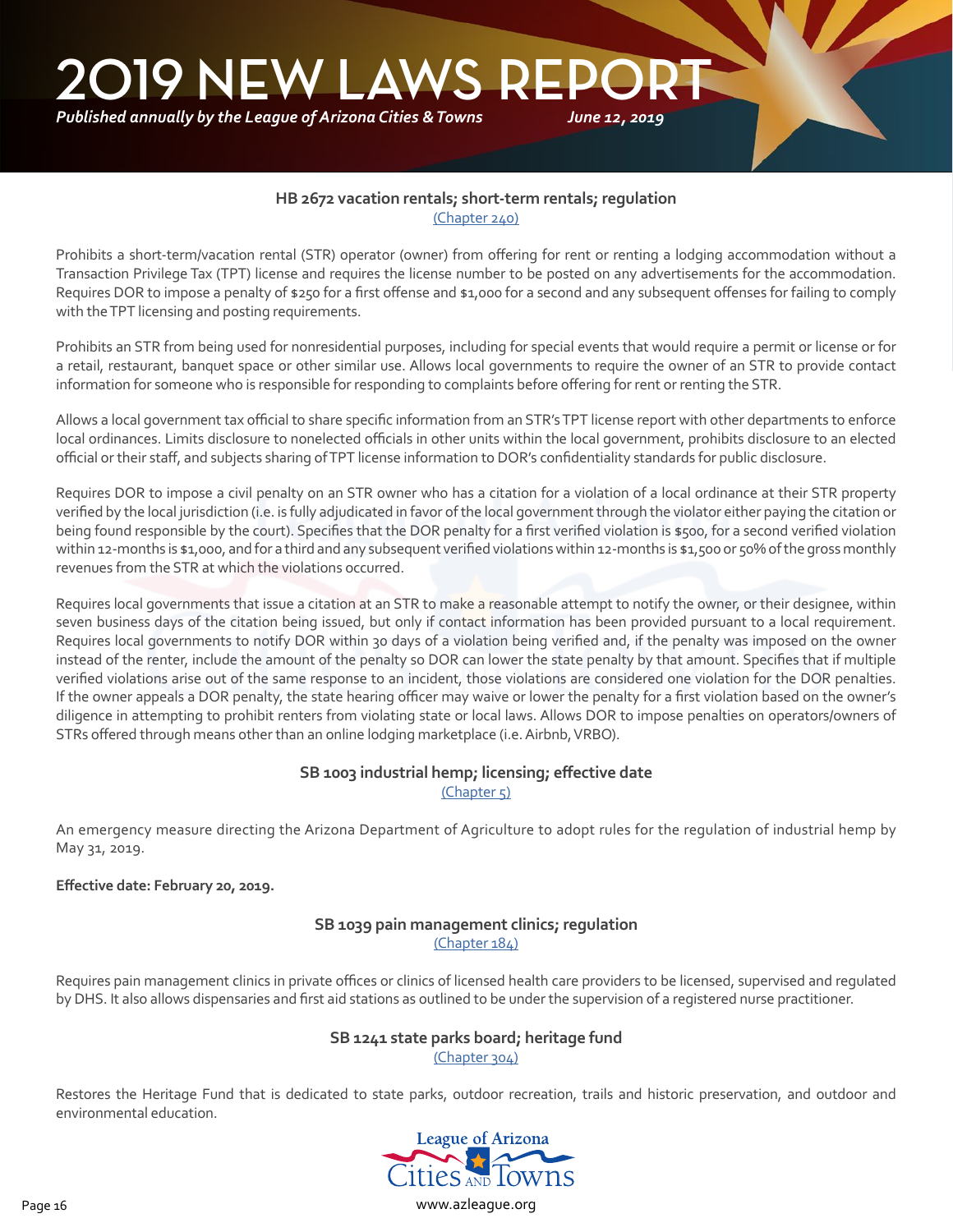### HB 2672 vacation rentals; short-term rentals; regulation

(Chapter 240)

Prohibits a short-term/vacation rental (STR) operator (owner) from offering for rent or renting a lodging accommodation without a Transaction Privilege Tax (TPT) license and requires the license number to be posted on any advertisements for the accommodation. Requires DOR to impose a penalty of $250 for a first offense and $1,000 for a second and any subsequent offenses for failing to comply with the TPT licensing and posting requirements.

Prohibits an STR from being used for nonresidential purposes, including for special events that would require a permit or license or for a retail, restaurant, banquet space or other similar use. Allows local governments to require the owner of an STR to provide contact information for someone who is responsible for responding to complaints before offering for rent or renting the STR.

Allows a local government tax official to share specific information from an STR's TPT license report with other departments to enforce local ordinances. Limits disclosure to nonelected officials in other units within the local government, prohibits disclosure to an elected official or their staff, and subjects sharing of TPT license information to DOR's confidentiality standards for public disclosure.

Requires DOR to impose a civil penalty on an STR owner who has a citation for a violation of a local ordinance at their STR property verified by the local jurisdiction (i.e. is fully adjudicated in favor of the local government through the violator either paying the citation or being found responsible by the court). Specifies that the DOR penalty for a first verified violation is $500, for a second verified violation within 12-months is $1,000, and for a third and any subsequent verified violations within 12-months is $1,500 or 50% of the gross monthly revenues from the STR at which the violations occurred.

Requires local governments that issue a citation at an STR to make a reasonable attempt to notify the owner, or their designee, within seven business days of the citation being issued, but only if contact information has been provided pursuant to a local requirement. Requires local governments to notify DOR within 30 days of a violation being verified and, if the penalty was imposed on the owner instead of the renter, include the amount of the penalty so DOR can lower the state penalty by that amount. Specifies that if multiple verified violations arise out of the same response to an incident, those violations are considered one violation for the DOR penalties. If the owner appeals a DOR penalty, the state hearing officer may waive or lower the penalty for a first violation based on the owner's diligence in attempting to prohibit renters from violating state or local laws. Allows DOR to impose penalties on operators/owners of STRs offered through means other than an online lodging marketplace (i.e. Airbnb, VRBO).

### SB 1003 industrial hemp; licensing; effective date

(Chapter 5)

An emergency measure directing the Arizona Department of Agriculture to adopt rules for the regulation of industrial hemp by May 31, 2019.

**Effective date: February 20, 2019.**

### SB 1039 pain management clinics; regulation

(Chapter 184)

Requires pain management clinics in private offices or clinics of licensed health care providers to be licensed, supervised and regulated by DHS. It also allows dispensaries and first aid stations as outlined to be under the supervision of a registered nurse practitioner.

### SB 1241 state parks board; heritage fund

(Chapter 304)

Restores the Heritage Fund that is dedicated to state parks, outdoor recreation, trails and historic preservation, and outdoor and environmental education.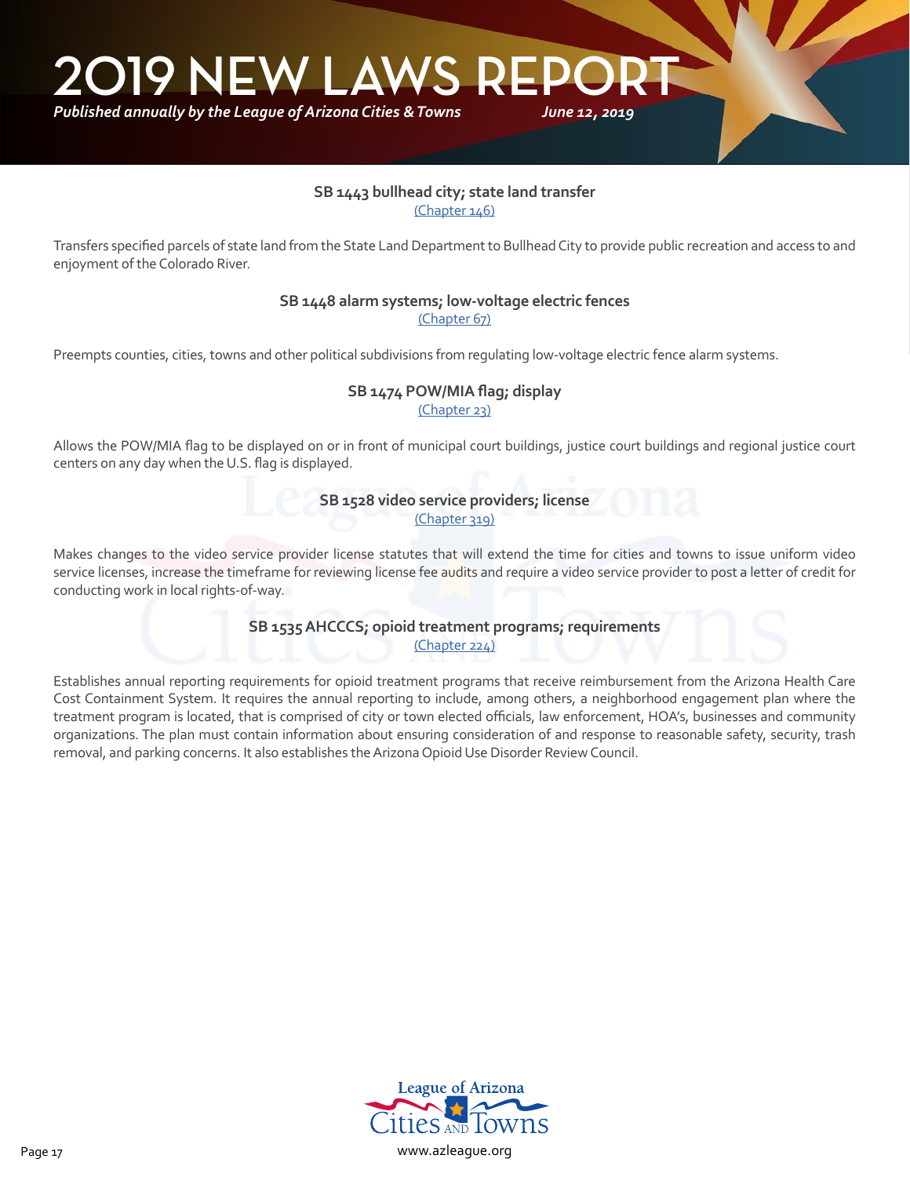### SB 1443 bullhead city; state land transfer

(Chapter 146)

Transfers specified parcels of state land from the State Land Department to Bullhead City to provide public recreation and access to and enjoyment of the Colorado River.

### SB 1448 alarm systems; low-voltage electric fences

(Chapter 67)

Preempts counties, cities, towns and other political subdivisions from regulating low-voltage electric fence alarm systems.

### SB 1474 POW/MIA flag; display

(Chapter 23)

Allows the POW/MIA flag to be displayed on or in front of municipal court buildings, justice court buildings and regional justice court centers on any day when the U.S. flag is displayed.

### SB 1528 video service providers; license

(Chapter 319)

Makes changes to the video service provider license statutes that will extend the time for cities and towns to issue uniform video service licenses, increase the timeframe for reviewing license fee audits and require a video service provider to post a letter of credit for conducting work in local rights-of-way.

### SB 1535 AHCCCS; opioid treatment programs; requirements

(Chapter 224)

Establishes annual reporting requirements for opioid treatment programs that receive reimbursement from the Arizona Health Care Cost Containment System. It requires the annual reporting to include, among others, a neighborhood engagement plan where the treatment program is located, that is comprised of city or town elected officials, law enforcement, HOA's, businesses and community organizations. The plan must contain information about ensuring consideration of and response to reasonable safety, security, trash removal, and parking concerns. It also establishes the Arizona Opioid Use Disorder Review Council.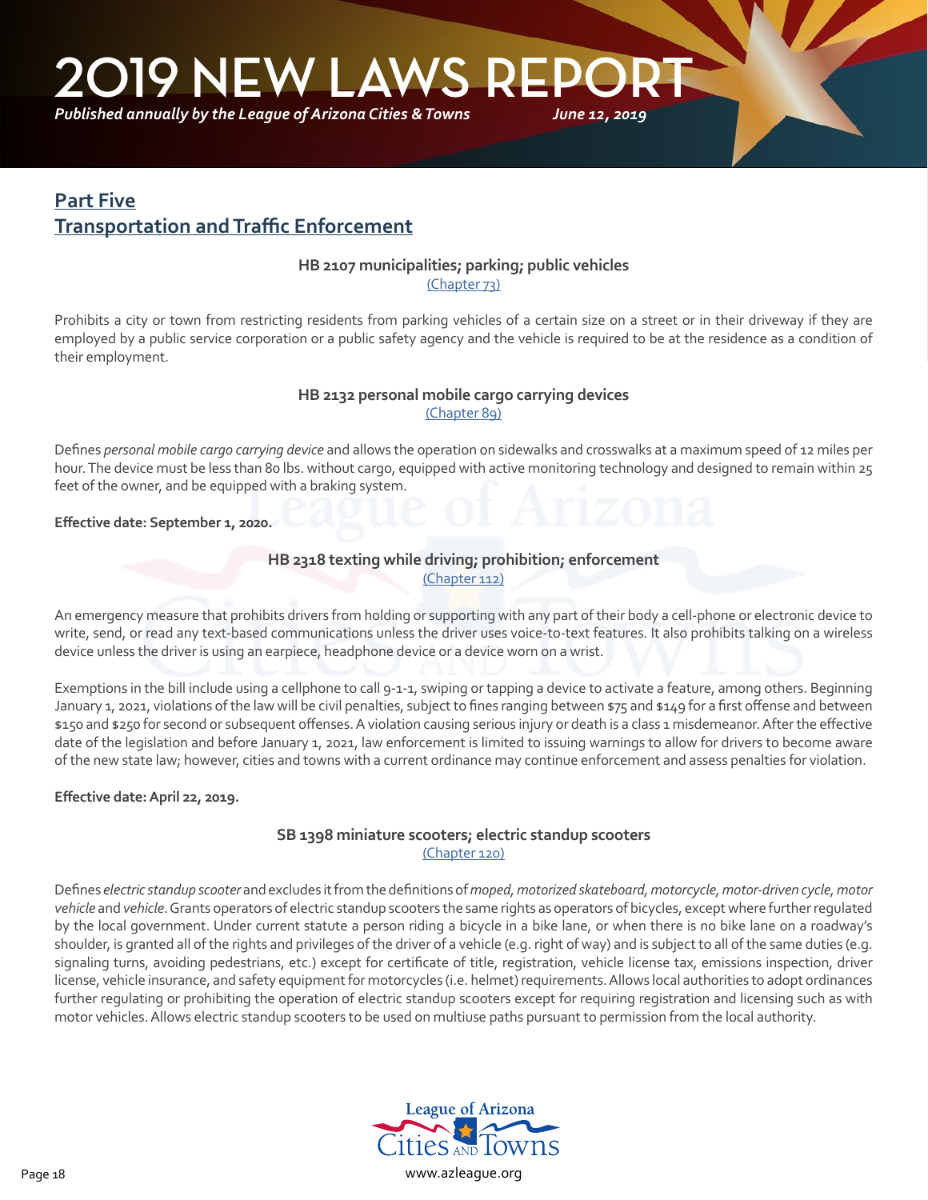## Part Five
## Transportation and Traffic Enforcement

### HB 2107 municipalities; parking; public vehicles
(Chapter 73)

Prohibits a city or town from restricting residents from parking vehicles of a certain size on a street or in their driveway if they are employed by a public service corporation or a public safety agency and the vehicle is required to be at the residence as a condition of their employment.

### HB 2132 personal mobile cargo carrying devices
(Chapter 89)

Defines *personal mobile cargo carrying device* and allows the operation on sidewalks and crosswalks at a maximum speed of 12 miles per hour. The device must be less than 80 lbs. without cargo, equipped with active monitoring technology and designed to remain within 25 feet of the owner, and be equipped with a braking system.

**Effective date: September 1, 2020.**

### HB 2318 texting while driving; prohibition; enforcement
(Chapter 112)

An emergency measure that prohibits drivers from holding or supporting with any part of their body a cell-phone or electronic device to write, send, or read any text-based communications unless the driver uses voice-to-text features. It also prohibits talking on a wireless device unless the driver is using an earpiece, headphone device or a device worn on a wrist.

Exemptions in the bill include using a cellphone to call 9-1-1, swiping or tapping a device to activate a feature, among others. Beginning January 1, 2021, violations of the law will be civil penalties, subject to fines ranging between $75 and $149 for a first offense and between $150 and $250 for second or subsequent offenses. A violation causing serious injury or death is a class 1 misdemeanor. After the effective date of the legislation and before January 1, 2021, law enforcement is limited to issuing warnings to allow for drivers to become aware of the new state law; however, cities and towns with a current ordinance may continue enforcement and assess penalties for violation.

**Effective date: April 22, 2019.**

### SB 1398 miniature scooters; electric standup scooters
(Chapter 120)

Defines *electric standup scooter* and excludes it from the definitions of *moped, motorized skateboard, motorcycle, motor-driven cycle, motor vehicle* and *vehicle*. Grants operators of electric standup scooters the same rights as operators of bicycles, except where further regulated by the local government. Under current statute a person riding a bicycle in a bike lane, or when there is no bike lane on a roadway's shoulder, is granted all of the rights and privileges of the driver of a vehicle (e.g. right of way) and is subject to all of the same duties (e.g. signaling turns, avoiding pedestrians, etc.) except for certificate of title, registration, vehicle license tax, emissions inspection, driver license, vehicle insurance, and safety equipment for motorcycles (i.e. helmet) requirements. Allows local authorities to adopt ordinances further regulating or prohibiting the operation of electric standup scooters except for requiring registration and licensing such as with motor vehicles. Allows electric standup scooters to be used on multiuse paths pursuant to permission from the local authority.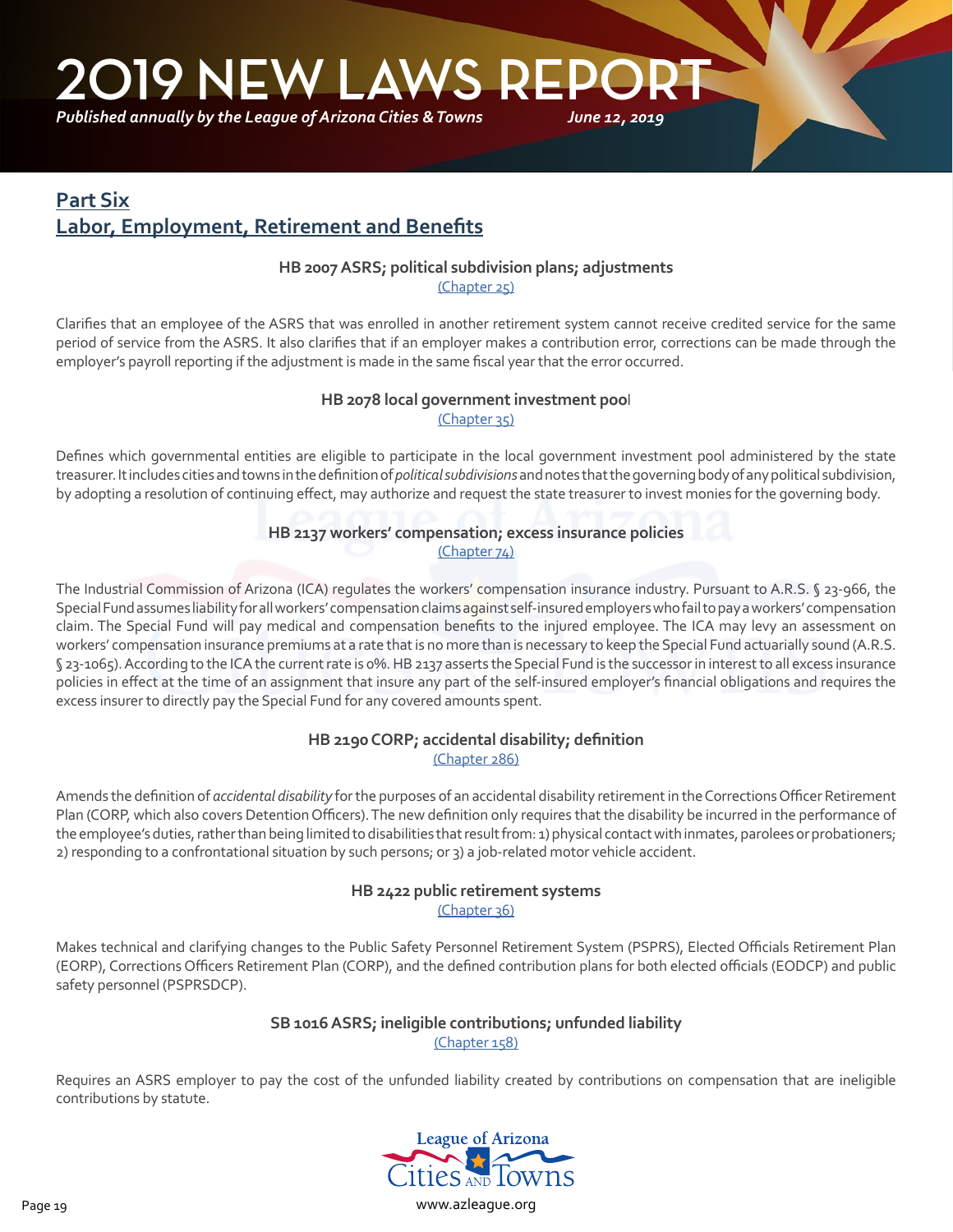## Part Six
## Labor, Employment, Retirement and Benefits

### HB 2007 ASRS; political subdivision plans; adjustments
(Chapter 25)

Clarifies that an employee of the ASRS that was enrolled in another retirement system cannot receive credited service for the same period of service from the ASRS. It also clarifies that if an employer makes a contribution error, corrections can be made through the employer's payroll reporting if the adjustment is made in the same fiscal year that the error occurred.

### HB 2078 local government investment pool
(Chapter 35)

Defines which governmental entities are eligible to participate in the local government investment pool administered by the state treasurer. It includes cities and towns in the definition of *political subdivisions* and notes that the governing body of any political subdivision, by adopting a resolution of continuing effect, may authorize and request the state treasurer to invest monies for the governing body.

### HB 2137 workers' compensation; excess insurance policies
(Chapter 74)

The Industrial Commission of Arizona (ICA) regulates the workers' compensation insurance industry. Pursuant to A.R.S. § 23-966, the Special Fund assumes liability for all workers' compensation claims against self-insured employers who fail to pay a workers' compensation claim. The Special Fund will pay medical and compensation benefits to the injured employee. The ICA may levy an assessment on workers' compensation insurance premiums at a rate that is no more than is necessary to keep the Special Fund actuarially sound (A.R.S. § 23-1065). According to the ICA the current rate is 0%. HB 2137 asserts the Special Fund is the successor in interest to all excess insurance policies in effect at the time of an assignment that insure any part of the self-insured employer's financial obligations and requires the excess insurer to directly pay the Special Fund for any covered amounts spent.

### HB 2190 CORP; accidental disability; definition
(Chapter 286)

Amends the definition of *accidental disability* for the purposes of an accidental disability retirement in the Corrections Officer Retirement Plan (CORP, which also covers Detention Officers). The new definition only requires that the disability be incurred in the performance of the employee's duties, rather than being limited to disabilities that result from: 1) physical contact with inmates, parolees or probationers; 2) responding to a confrontational situation by such persons; or 3) a job-related motor vehicle accident.

### HB 2422 public retirement systems
(Chapter 36)

Makes technical and clarifying changes to the Public Safety Personnel Retirement System (PSPRS), Elected Officials Retirement Plan (EORP), Corrections Officers Retirement Plan (CORP), and the defined contribution plans for both elected officials (EODCP) and public safety personnel (PSPRSDCP).

### SB 1016 ASRS; ineligible contributions; unfunded liability
(Chapter 158)

Requires an ASRS employer to pay the cost of the unfunded liability created by contributions on compensation that are ineligible contributions by statute.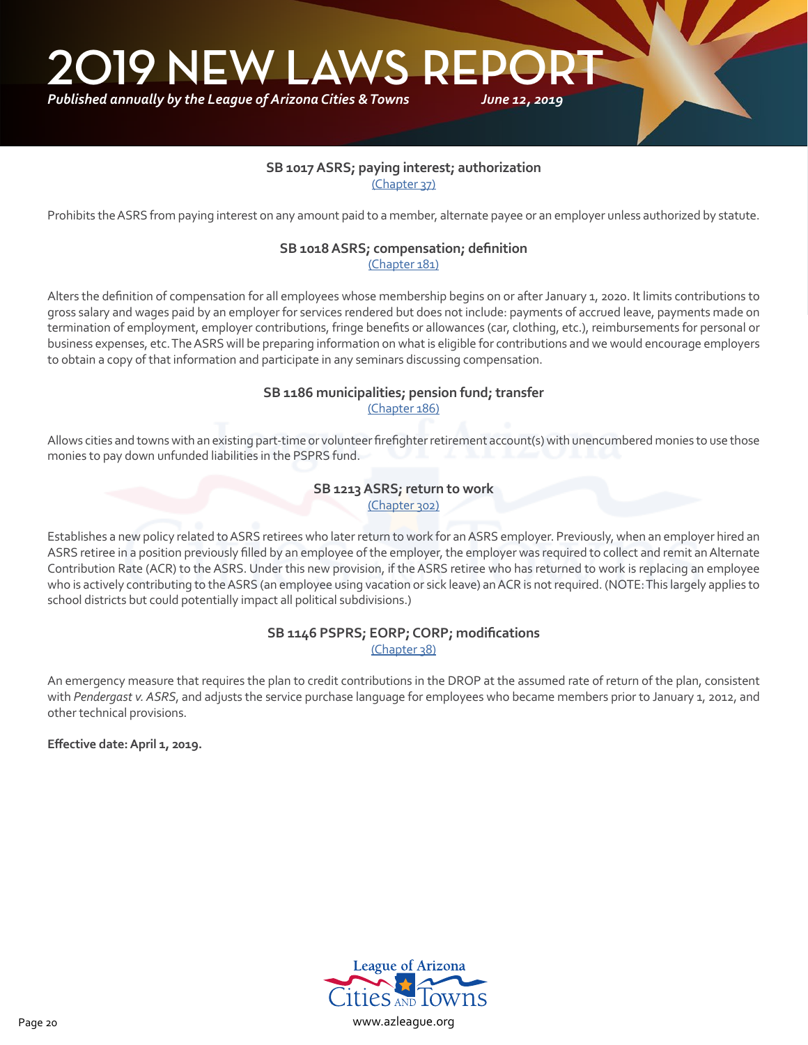### SB 1017 ASRS; paying interest; authorization

(Chapter 37)

Prohibits the ASRS from paying interest on any amount paid to a member, alternate payee or an employer unless authorized by statute.

### SB 1018 ASRS; compensation; definition

(Chapter 181)

Alters the definition of compensation for all employees whose membership begins on or after January 1, 2020. It limits contributions to gross salary and wages paid by an employer for services rendered but does not include: payments of accrued leave, payments made on termination of employment, employer contributions, fringe benefits or allowances (car, clothing, etc.), reimbursements for personal or business expenses, etc. The ASRS will be preparing information on what is eligible for contributions and we would encourage employers to obtain a copy of that information and participate in any seminars discussing compensation.

### SB 1186 municipalities; pension fund; transfer

(Chapter 186)

Allows cities and towns with an existing part-time or volunteer firefighter retirement account(s) with unencumbered monies to use those monies to pay down unfunded liabilities in the PSPRS fund.

### SB 1213 ASRS; return to work

(Chapter 302)

Establishes a new policy related to ASRS retirees who later return to work for an ASRS employer. Previously, when an employer hired an ASRS retiree in a position previously filled by an employee of the employer, the employer was required to collect and remit an Alternate Contribution Rate (ACR) to the ASRS. Under this new provision, if the ASRS retiree who has returned to work is replacing an employee who is actively contributing to the ASRS (an employee using vacation or sick leave) an ACR is not required. (NOTE: This largely applies to school districts but could potentially impact all political subdivisions.)

### SB 1146 PSPRS; EORP; CORP; modifications

(Chapter 38)

An emergency measure that requires the plan to credit contributions in the DROP at the assumed rate of return of the plan, consistent with *Pendergast v. ASRS*, and adjusts the service purchase language for employees who became members prior to January 1, 2012, and other technical provisions.

**Effective date: April 1, 2019.**